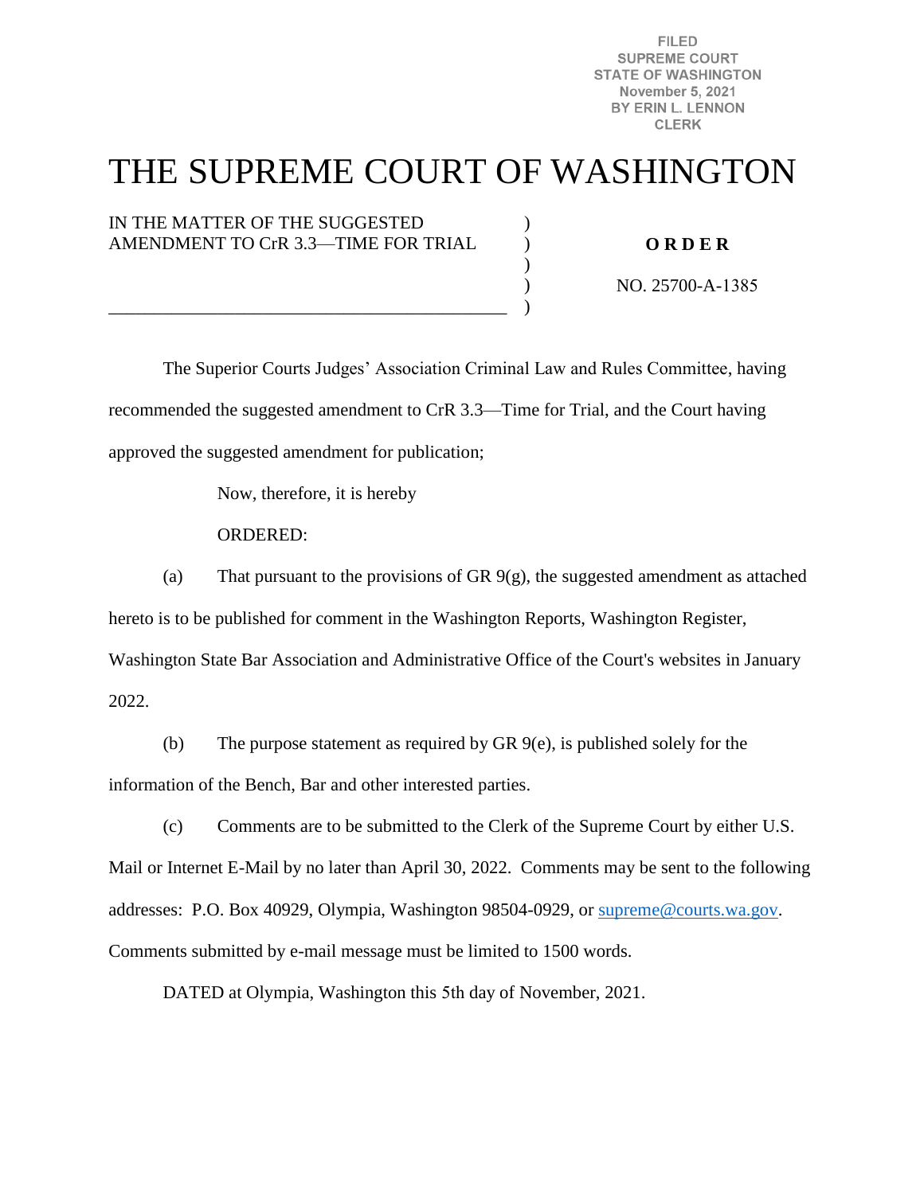FILED
SUPREME COURT
STATE OF WASHINGTON
November 5, 2021
BY ERIN L. LENNON
CLERK

# THE SUPREME COURT OF WASHINGTON

IN THE MATTER OF THE SUGGESTED AMENDMENT TO CrR 3.3—TIME FOR TRIAL

**O R D E R**

NO. 25700-A-1385

The Superior Courts Judges' Association Criminal Law and Rules Committee, having recommended the suggested amendment to CrR 3.3—Time for Trial, and the Court having approved the suggested amendment for publication;

Now, therefore, it is hereby

ORDERED:

(a) That pursuant to the provisions of GR 9(g), the suggested amendment as attached hereto is to be published for comment in the Washington Reports, Washington Register, Washington State Bar Association and Administrative Office of the Court's websites in January 2022.

(b) The purpose statement as required by GR 9(e), is published solely for the information of the Bench, Bar and other interested parties.

(c) Comments are to be submitted to the Clerk of the Supreme Court by either U.S. Mail or Internet E-Mail by no later than April 30, 2022. Comments may be sent to the following addresses: P.O. Box 40929, Olympia, Washington 98504-0929, or supreme@courts.wa.gov. Comments submitted by e-mail message must be limited to 1500 words.

DATED at Olympia, Washington this 5th day of November, 2021.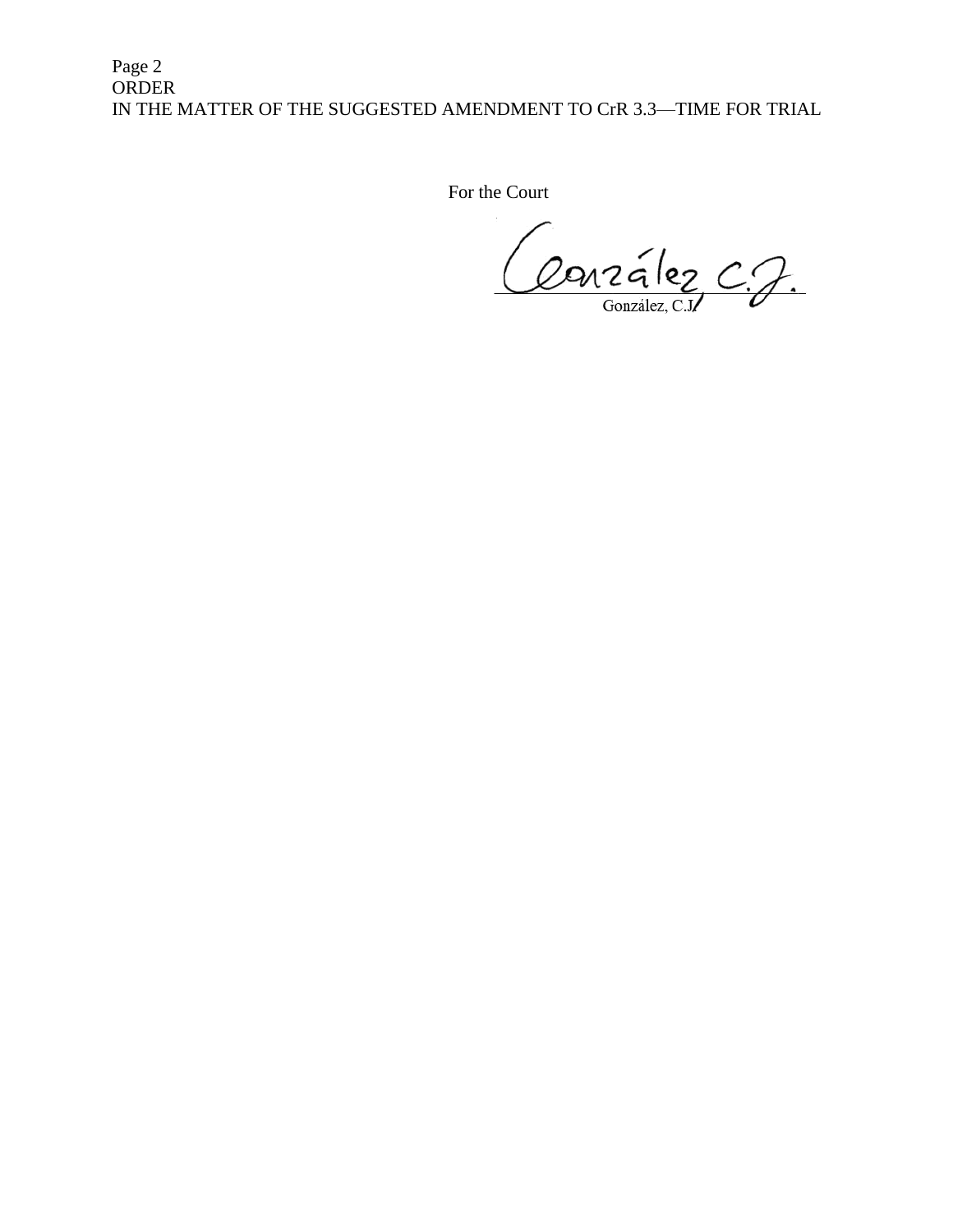For the Court

González, C.J.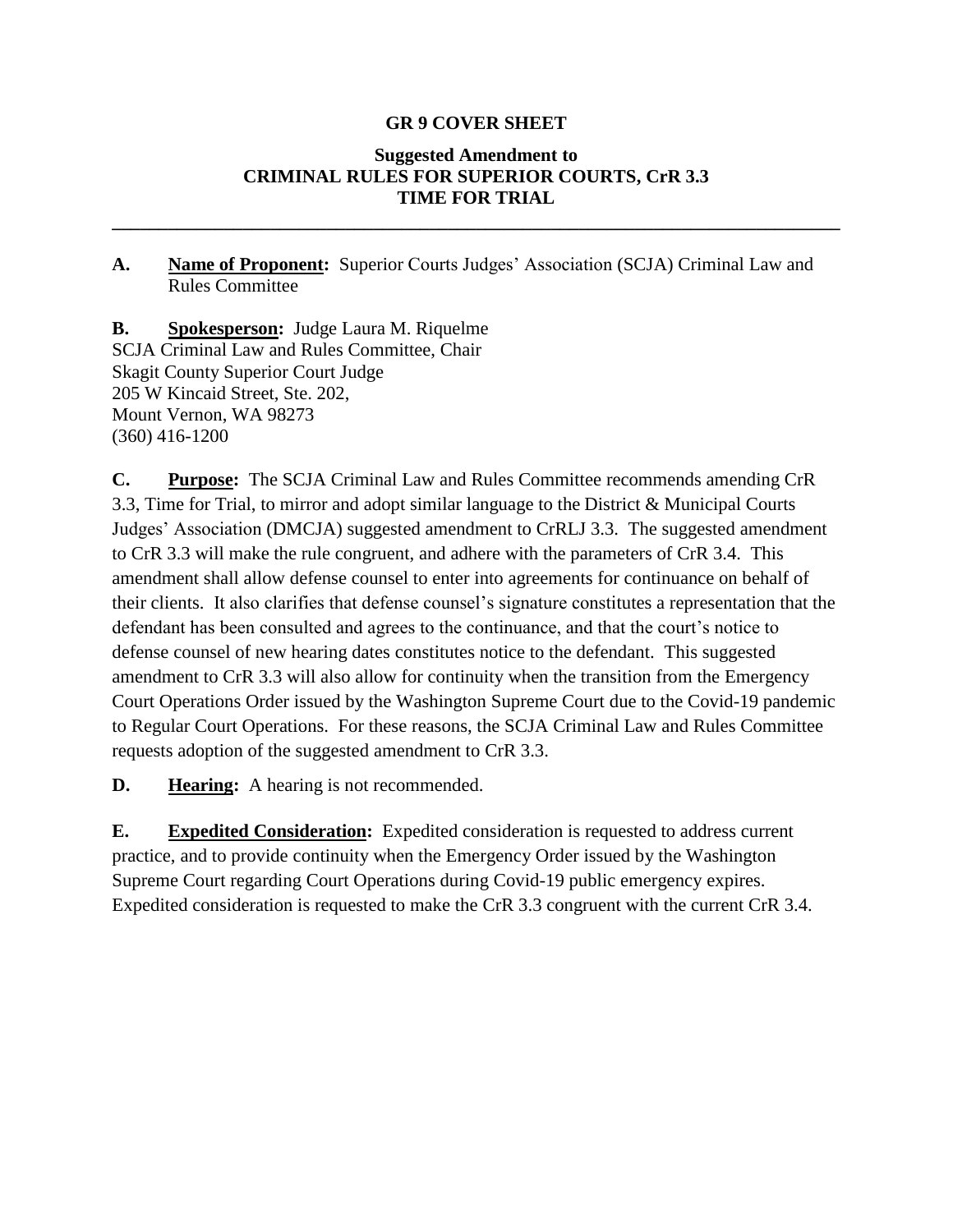**GR 9 COVER SHEET**

**Suggested Amendment to**
**CRIMINAL RULES FOR SUPERIOR COURTS, CrR 3.3**
**TIME FOR TRIAL**

---

**A. Name of Proponent:** Superior Courts Judges' Association (SCJA) Criminal Law and Rules Committee

**B. Spokesperson:** Judge Laura M. Riquelme
SCJA Criminal Law and Rules Committee, Chair
Skagit County Superior Court Judge
205 W Kincaid Street, Ste. 202,
Mount Vernon, WA 98273
(360) 416-1200

**C. Purpose:** The SCJA Criminal Law and Rules Committee recommends amending CrR 3.3, Time for Trial, to mirror and adopt similar language to the District & Municipal Courts Judges' Association (DMCJA) suggested amendment to CrRLJ 3.3. The suggested amendment to CrR 3.3 will make the rule congruent, and adhere with the parameters of CrR 3.4. This amendment shall allow defense counsel to enter into agreements for continuance on behalf of their clients. It also clarifies that defense counsel's signature constitutes a representation that the defendant has been consulted and agrees to the continuance, and that the court's notice to defense counsel of new hearing dates constitutes notice to the defendant. This suggested amendment to CrR 3.3 will also allow for continuity when the transition from the Emergency Court Operations Order issued by the Washington Supreme Court due to the Covid-19 pandemic to Regular Court Operations. For these reasons, the SCJA Criminal Law and Rules Committee requests adoption of the suggested amendment to CrR 3.3.

**D. Hearing:** A hearing is not recommended.

**E. Expedited Consideration:** Expedited consideration is requested to address current practice, and to provide continuity when the Emergency Order issued by the Washington Supreme Court regarding Court Operations during Covid-19 public emergency expires. Expedited consideration is requested to make the CrR 3.3 congruent with the current CrR 3.4.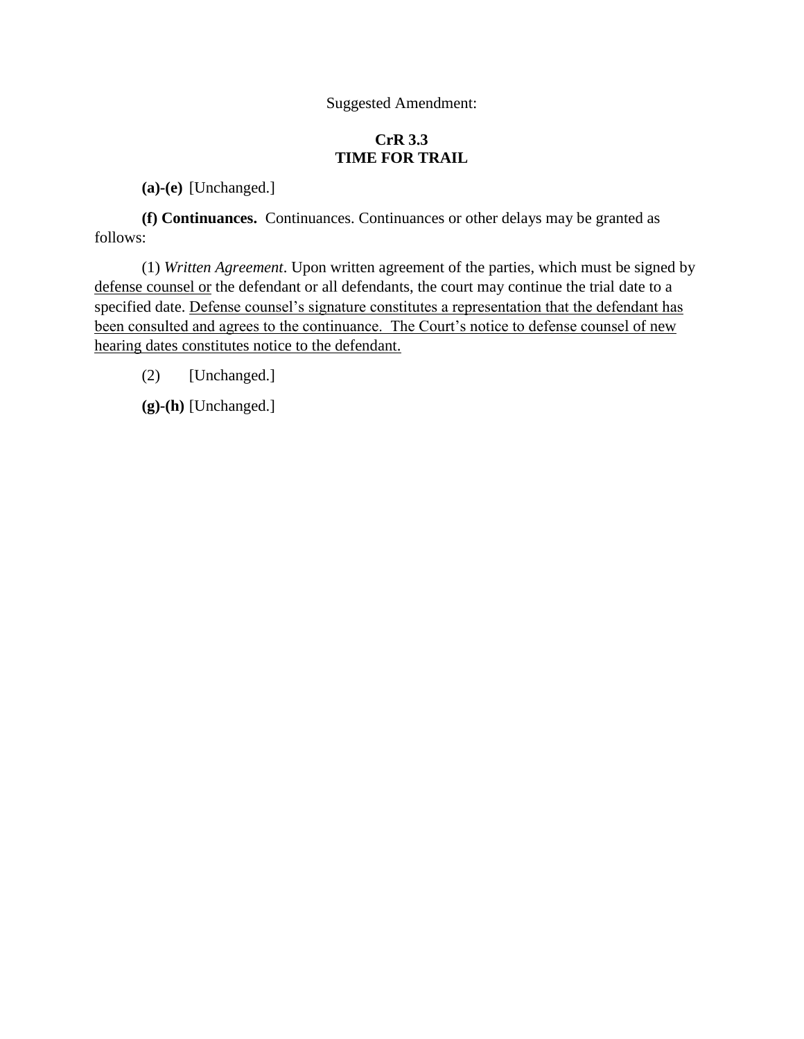Suggested Amendment:

**CrR 3.3**
**TIME FOR TRAIL**

**(a)-(e)** [Unchanged.]

**(f) Continuances.** Continuances. Continuances or other delays may be granted as follows:

(1) *Written Agreement*. Upon written agreement of the parties, which must be signed by <u>defense counsel or</u> the defendant or all defendants, the court may continue the trial date to a specified date. <u>Defense counsel's signature constitutes a representation that the defendant has been consulted and agrees to the continuance. The Court's notice to defense counsel of new hearing dates constitutes notice to the defendant.</u>

(2) [Unchanged.]

**(g)-(h)** [Unchanged.]